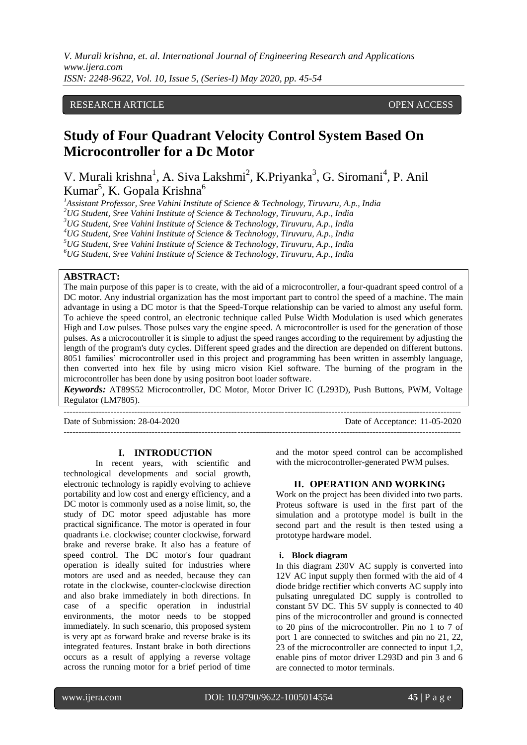RESEARCH ARTICLE OPEN ACCESS

# Study of Four Quadrant Velocity Control System Based On Microcontroller for a Dc Motor

V. Murali krishna[1], A. Siva Lakshmi[2], K.Priyanka[3], G. Siromani[4], P. Anil Kumar[5], K. Gopala Krishna[6]

*[1]Assistant Professor, Sree Vahini Institute of Science & Technology, Tiruvuru, A.p., India*
*[2]UG Student, Sree Vahini Institute of Science & Technology, Tiruvuru, A.p., India*
*[3]UG Student, Sree Vahini Institute of Science & Technology, Tiruvuru, A.p., India*
*[4]UG Student, Sree Vahini Institute of Science & Technology, Tiruvuru, A.p., India*
*[5]UG Student, Sree Vahini Institute of Science & Technology, Tiruvuru, A.p., India*
*[6]UG Student, Sree Vahini Institute of Science & Technology, Tiruvuru, A.p., India*

**ABSTRACT:**
The main purpose of this paper is to create, with the aid of a microcontroller, a four-quadrant speed control of a DC motor. Any industrial organization has the most important part to control the speed of a machine. The main advantage in using a DC motor is that the Speed-Torque relationship can be varied to almost any useful form. To achieve the speed control, an electronic technique called Pulse Width Modulation is used which generates High and Low pulses. Those pulses vary the engine speed. A microcontroller is used for the generation of those pulses. As a microcontroller it is simple to adjust the speed ranges according to the requirement by adjusting the length of the program's duty cycles. Different speed grades and the direction are depended on different buttons. 8051 families' microcontroller used in this project and programming has been written in assembly language, then converted into hex file by using micro vision Kiel software. The burning of the program in the microcontroller has been done by using positron boot loader software.

***Keywords:*** AT89S52 Microcontroller, DC Motor, Motor Driver IC (L293D), Push Buttons, PWM, Voltage Regulator (LM7805).

---

Date of Submission: 28-04-2020 Date of Acceptance: 11-05-2020

---

## I. INTRODUCTION

In recent years, with scientific and technological developments and social growth, electronic technology is rapidly evolving to achieve portability and low cost and energy efficiency, and a DC motor is commonly used as a noise limit, so, the study of DC motor speed adjustable has more practical significance. The motor is operated in four quadrants i.e. clockwise; counter clockwise, forward brake and reverse brake. It also has a feature of speed control. The DC motor's four quadrant operation is ideally suited for industries where motors are used and as needed, because they can rotate in the clockwise, counter-clockwise direction and also brake immediately in both directions. In case of a specific operation in industrial environments, the motor needs to be stopped immediately. In such scenario, this proposed system is very apt as forward brake and reverse brake is its integrated features. Instant brake in both directions occurs as a result of applying a reverse voltage across the running motor for a brief period of time and the motor speed control can be accomplished with the microcontroller-generated PWM pulses.

## II. OPERATION AND WORKING

Work on the project has been divided into two parts. Proteus software is used in the first part of the simulation and a prototype model is built in the second part and the result is then tested using a prototype hardware model.

### i. Block diagram

In this diagram 230V AC supply is converted into 12V AC input supply then formed with the aid of 4 diode bridge rectifier which converts AC supply into pulsating unregulated DC supply is controlled to constant 5V DC. This 5V supply is connected to 40 pins of the microcontroller and ground is connected to 20 pins of the microcontroller. Pin no 1 to 7 of port 1 are connected to switches and pin no 21, 22, 23 of the microcontroller are connected to input 1,2, enable pins of motor driver L293D and pin 3 and 6 are connected to motor terminals.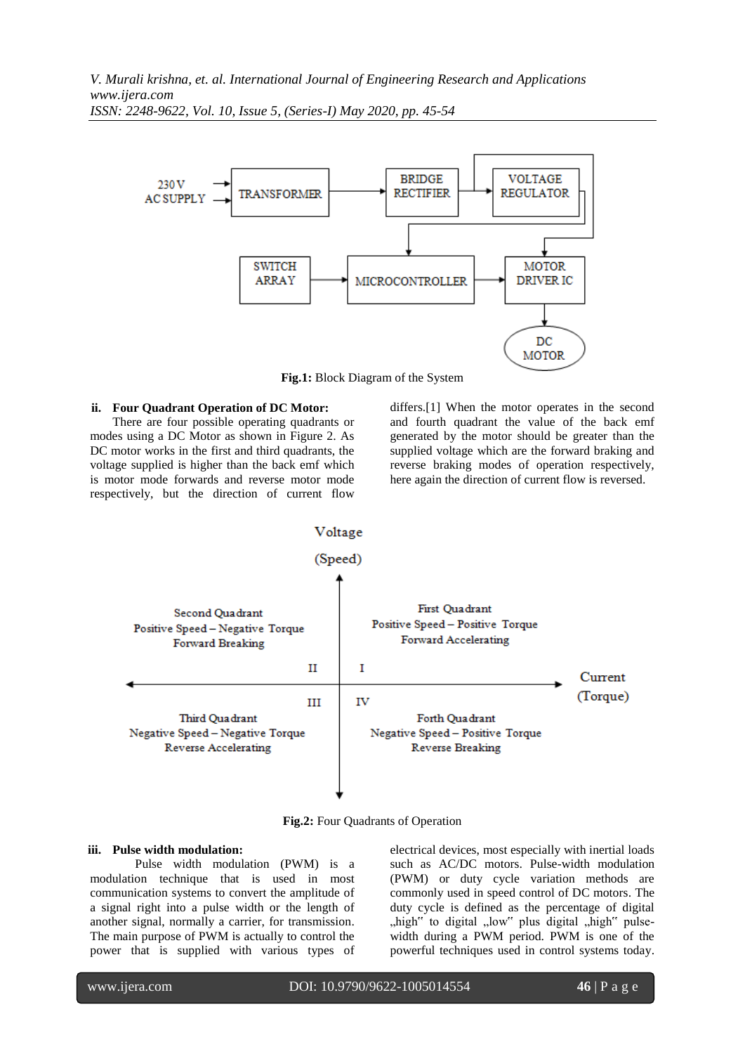Fig.1: Block Diagram of the System

### ii. Four Quadrant Operation of DC Motor:

There are four possible operating quadrants or modes using a DC Motor as shown in Figure 2. As DC motor works in the first and third quadrants, the voltage supplied is higher than the back emf which is motor mode forwards and reverse motor mode respectively, but the direction of current flow differs.[1] When the motor operates in the second and fourth quadrant the value of the back emf generated by the motor should be greater than the supplied voltage which are the forward braking and reverse braking modes of operation respectively, here again the direction of current flow is reversed.

Fig.2: Four Quadrants of Operation

### iii. Pulse width modulation:

Pulse width modulation (PWM) is a modulation technique that is used in most communication systems to convert the amplitude of a signal right into a pulse width or the length of another signal, normally a carrier, for transmission. The main purpose of PWM is actually to control the power that is supplied with various types of electrical devices, most especially with inertial loads such as AC/DC motors. Pulse-width modulation (PWM) or duty cycle variation methods are commonly used in speed control of DC motors. The duty cycle is defined as the percentage of digital „high" to digital „low" plus digital „high" pulse-width during a PWM period. PWM is one of the powerful techniques used in control systems today.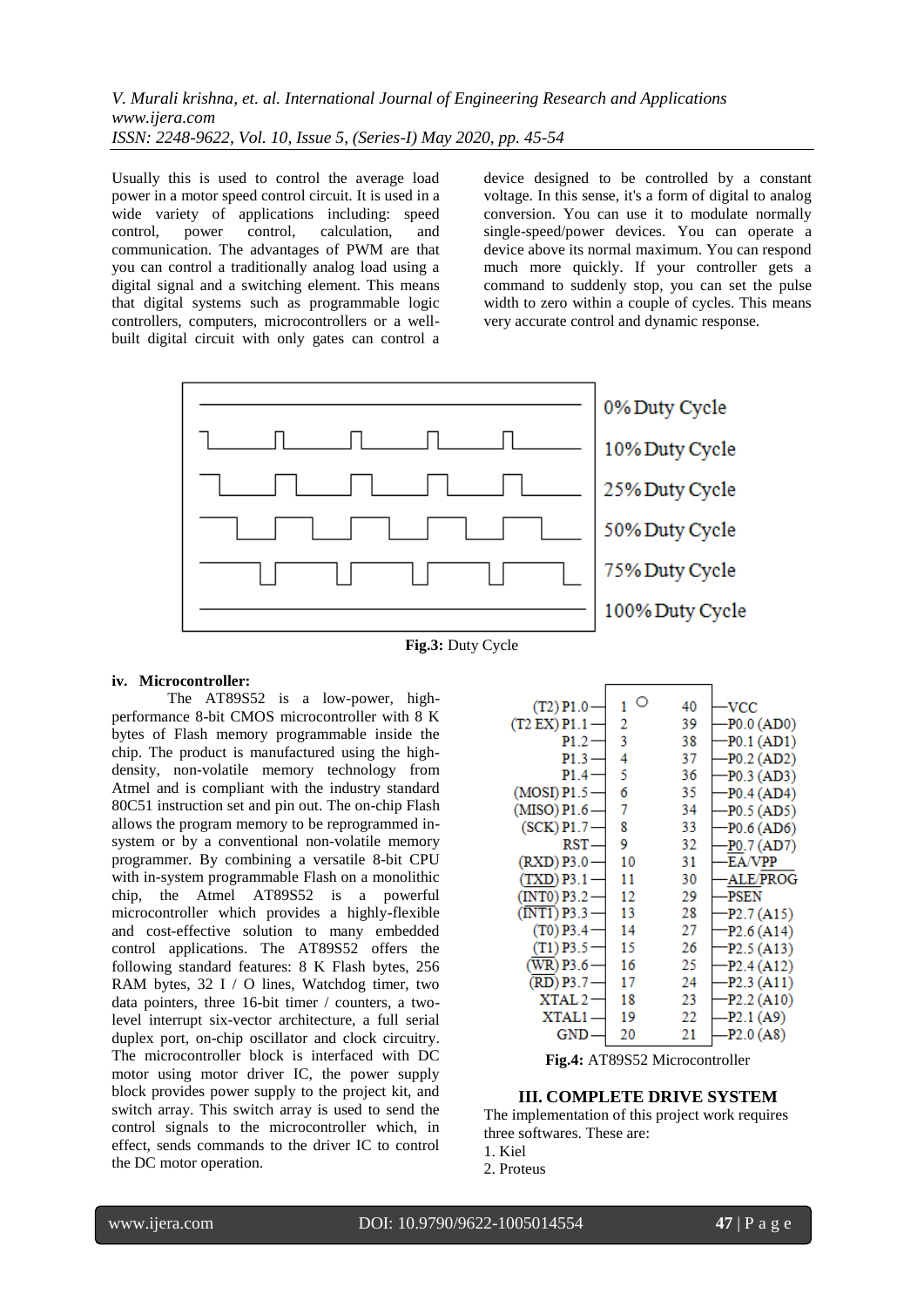Usually this is used to control the average load power in a motor speed control circuit. It is used in a wide variety of applications including: speed control, power control, calculation, and communication. The advantages of PWM are that you can control a traditionally analog load using a digital signal and a switching element. This means that digital systems such as programmable logic controllers, computers, microcontrollers or a well-built digital circuit with only gates can control a device designed to be controlled by a constant voltage. In this sense, it's a form of digital to analog conversion. You can use it to modulate normally single-speed/power devices. You can operate a device above its normal maximum. You can respond much more quickly. If your controller gets a command to suddenly stop, you can set the pulse width to zero within a couple of cycles. This means very accurate control and dynamic response.

0% Duty Cycle

10% Duty Cycle

25% Duty Cycle

50% Duty Cycle

75% Duty Cycle

100% Duty Cycle

**Fig.3:** Duty Cycle

### iv. Microcontroller:

The AT89S52 is a low-power, high-performance 8-bit CMOS microcontroller with 8 K bytes of Flash memory programmable inside the chip. The product is manufactured using the high-density, non-volatile memory technology from Atmel and is compliant with the industry standard 80C51 instruction set and pin out. The on-chip Flash allows the program memory to be reprogrammed in-system or by a conventional non-volatile memory programmer. By combining a versatile 8-bit CPU with in-system programmable Flash on a monolithic chip, the Atmel AT89S52 is a powerful microcontroller which provides a highly-flexible and cost-effective solution to many embedded control applications. The AT89S52 offers the following standard features: 8 K Flash bytes, 256 RAM bytes, 32 I / O lines, Watchdog timer, two data pointers, three 16-bit timer / counters, a two-level interrupt six-vector architecture, a full serial duplex port, on-chip oscillator and clock circuitry. The microcontroller block is interfaced with DC motor using motor driver IC, the power supply block provides power supply to the project kit, and switch array. This switch array is used to send the control signals to the microcontroller which, in effect, sends commands to the driver IC to control the DC motor operation.

| Pin | Name | Pin | Name |
|---|---|---|---|
| 1 | (T2) P1.0 | 40 | VCC |
| 2 | (T2 EX) P1.1 | 39 | P0.0 (AD0) |
| 3 | P1.2 | 38 | P0.1 (AD1) |
| 4 | P1.3 | 37 | P0.2 (AD2) |
| 5 | P1.4 | 36 | P0.3 (AD3) |
| 6 | (MOSI) P1.5 | 35 | P0.4 (AD4) |
| 7 | (MISO) P1.6 | 34 | P0.5 (AD5) |
| 8 | (SCK) P1.7 | 33 | P0.6 (AD6) |
| 9 | RST | 32 | P0.7 (AD7) |
| 10 | (RXD) P3.0 | 31 | EA/VPP |
| 11 | (TXD) P3.1 | 30 | ALE/PROG |
| 12 | (INT0) P3.2 | 29 | PSEN |
| 13 | (INT1) P3.3 | 28 | P2.7 (A15) |
| 14 | (T0) P3.4 | 27 | P2.6 (A14) |
| 15 | (T1) P3.5 | 26 | P2.5 (A13) |
| 16 | (WR) P3.6 | 25 | P2.4 (A12) |
| 17 | (RD) P3.7 | 24 | P2.3 (A11) |
| 18 | XTAL 2 | 23 | P2.2 (A10) |
| 19 | XTAL1 | 22 | P2.1 (A9) |
| 20 | GND | 21 | P2.0 (A8) |

**Fig.4:** AT89S52 Microcontroller

## III. COMPLETE DRIVE SYSTEM

The implementation of this project work requires three softwares. These are:

1. Kiel
2. Proteus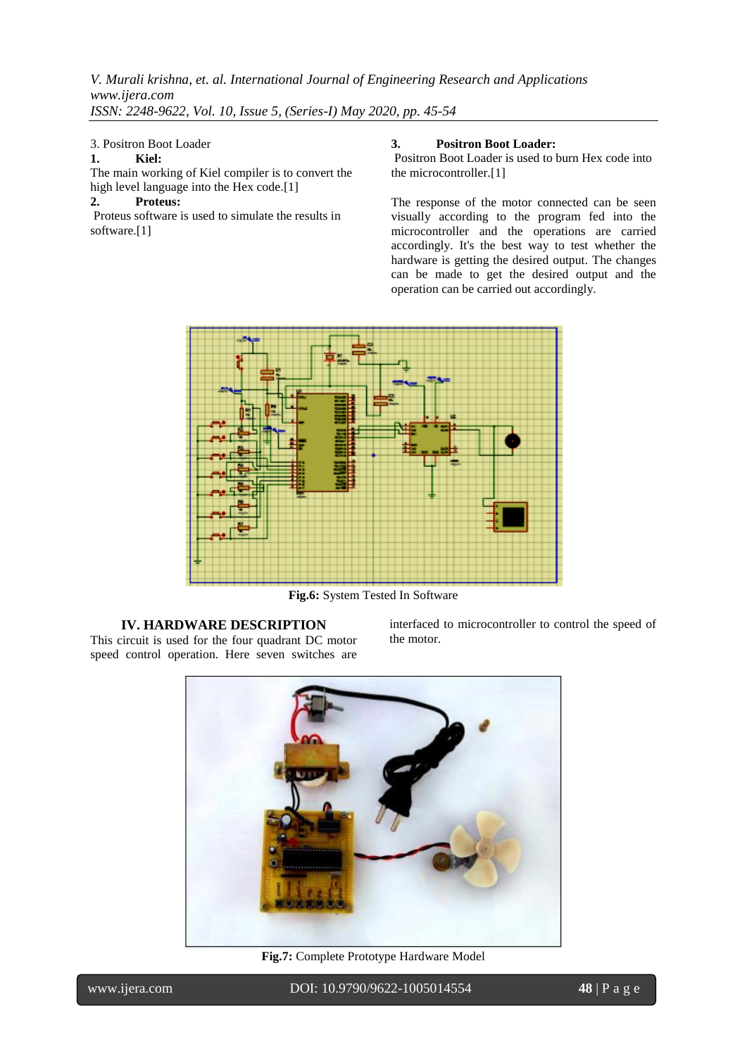3. Positron Boot Loader

**1. Kiel:**

The main working of Kiel compiler is to convert the high level language into the Hex code.[1]

**2. Proteus:**

Proteus software is used to simulate the results in software.[1]

**3. Positron Boot Loader:**

Positron Boot Loader is used to burn Hex code into the microcontroller.[1]

The response of the motor connected can be seen visually according to the program fed into the microcontroller and the operations are carried accordingly. It's the best way to test whether the hardware is getting the desired output. The changes can be made to get the desired output and the operation can be carried out accordingly.

**Fig.6:** System Tested In Software

## IV. HARDWARE DESCRIPTION

This circuit is used for the four quadrant DC motor speed control operation. Here seven switches are interfaced to microcontroller to control the speed of the motor.

**Fig.7:** Complete Prototype Hardware Model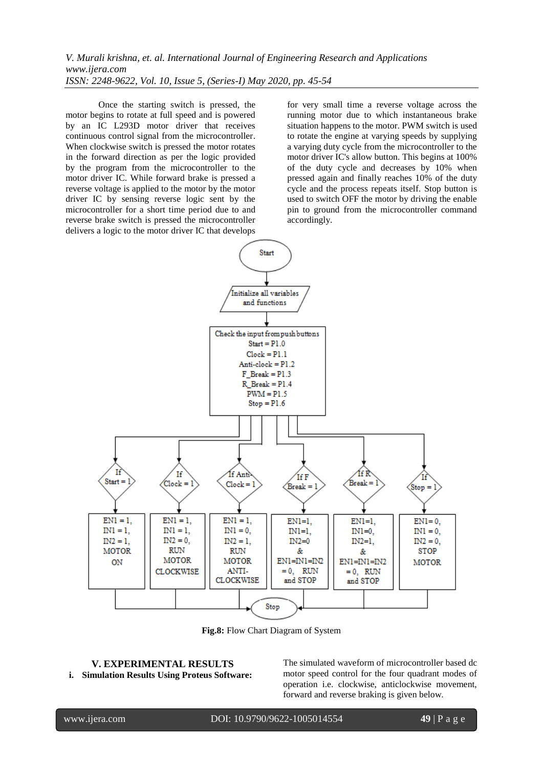Once the starting switch is pressed, the motor begins to rotate at full speed and is powered by an IC L293D motor driver that receives continuous control signal from the microcontroller. When clockwise switch is pressed the motor rotates in the forward direction as per the logic provided by the program from the microcontroller to the motor driver IC. While forward brake is pressed a reverse voltage is applied to the motor by the motor driver IC by sensing reverse logic sent by the microcontroller for a short time period due to and reverse brake switch is pressed the microcontroller delivers a logic to the motor driver IC that develops for very small time a reverse voltage across the running motor due to which instantaneous brake situation happens to the motor. PWM switch is used to rotate the engine at varying speeds by supplying a varying duty cycle from the microcontroller to the motor driver IC's allow button. This begins at 100% of the duty cycle and decreases by 10% when pressed again and finally reaches 10% of the duty cycle and the process repeats itself. Stop button is used to switch OFF the motor by driving the enable pin to ground from the microcontroller command accordingly.

**Fig.8:** Flow Chart Diagram of System

## V. EXPERIMENTAL RESULTS

### i. Simulation Results Using Proteus Software:

The simulated waveform of microcontroller based dc motor speed control for the four quadrant modes of operation i.e. clockwise, anticlockwise movement, forward and reverse braking is given below.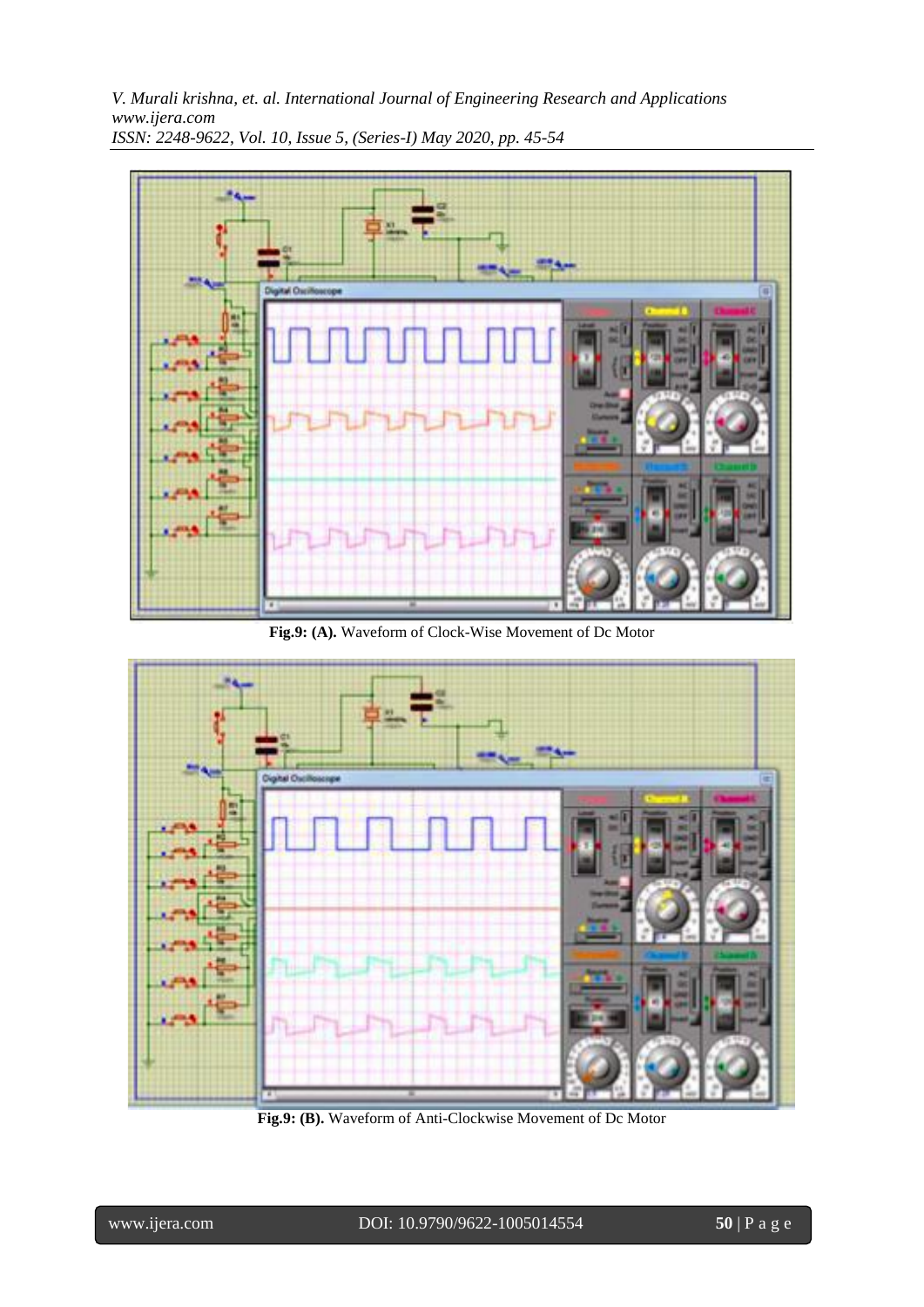**Fig.9: (A).** Waveform of Clock-Wise Movement of Dc Motor

**Fig.9: (B).** Waveform of Anti-Clockwise Movement of Dc Motor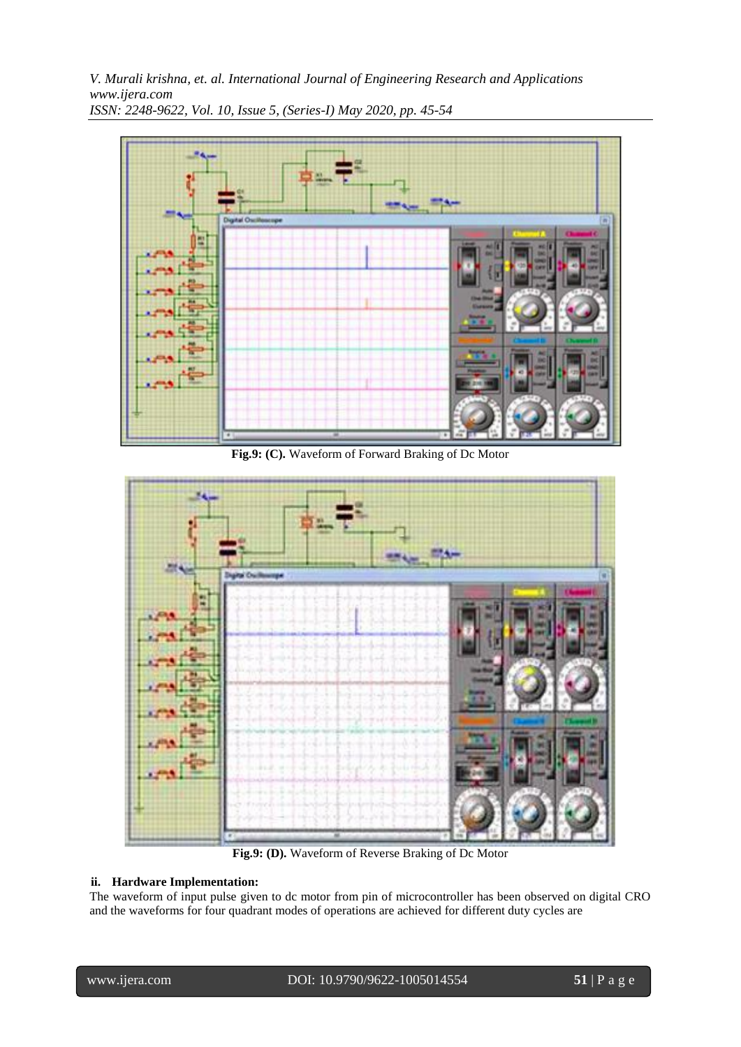Fig.9: (C). Waveform of Forward Braking of Dc Motor

Fig.9: (D). Waveform of Reverse Braking of Dc Motor

### ii. Hardware Implementation:

The waveform of input pulse given to dc motor from pin of microcontroller has been observed on digital CRO and the waveforms for four quadrant modes of operations are achieved for different duty cycles are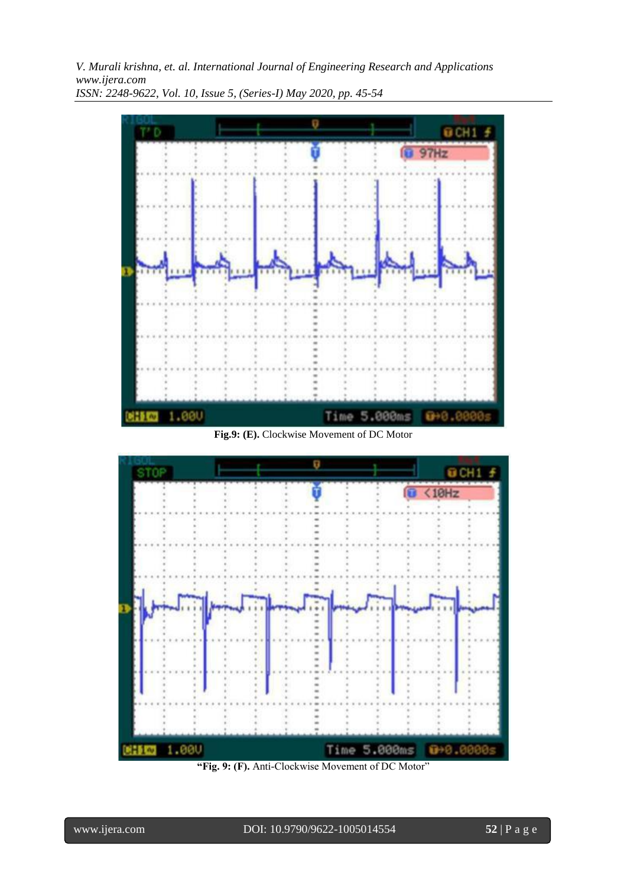Fig.9: (E). Clockwise Movement of DC Motor

"Fig. 9: (F). Anti-Clockwise Movement of DC Motor"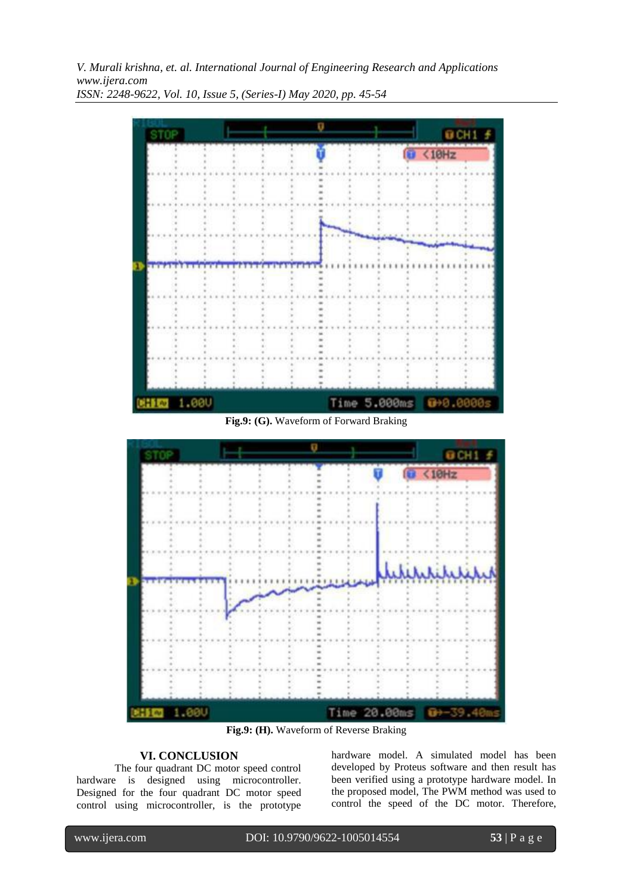**Fig.9: (G).** Waveform of Forward Braking

**Fig.9: (H).** Waveform of Reverse Braking

## VI. CONCLUSION

The four quadrant DC motor speed control hardware is designed using microcontroller. Designed for the four quadrant DC motor speed control using microcontroller, is the prototype hardware model. A simulated model has been developed by Proteus software and then result has been verified using a prototype hardware model. In the proposed model, The PWM method was used to control the speed of the DC motor. Therefore,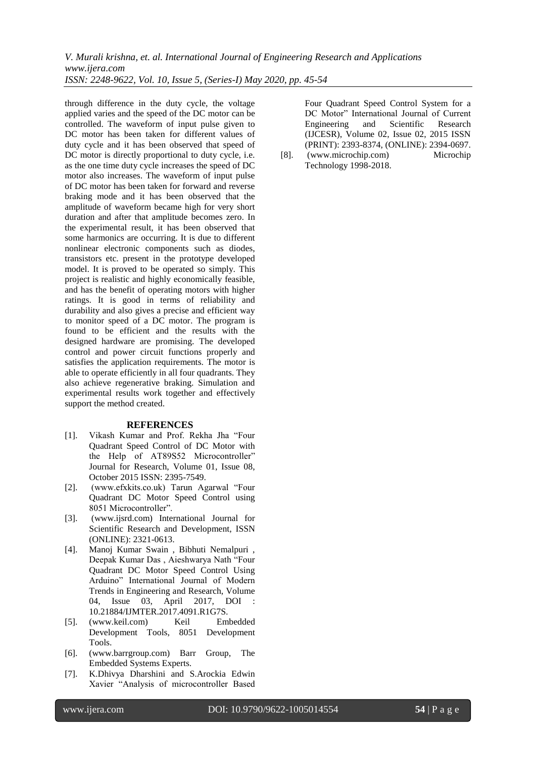through difference in the duty cycle, the voltage applied varies and the speed of the DC motor can be controlled. The waveform of input pulse given to DC motor has been taken for different values of duty cycle and it has been observed that speed of DC motor is directly proportional to duty cycle, i.e. as the one time duty cycle increases the speed of DC motor also increases. The waveform of input pulse of DC motor has been taken for forward and reverse braking mode and it has been observed that the amplitude of waveform became high for very short duration and after that amplitude becomes zero. In the experimental result, it has been observed that some harmonics are occurring. It is due to different nonlinear electronic components such as diodes, transistors etc. present in the prototype developed model. It is proved to be operated so simply. This project is realistic and highly economically feasible, and has the benefit of operating motors with higher ratings. It is good in terms of reliability and durability and also gives a precise and efficient way to monitor speed of a DC motor. The program is found to be efficient and the results with the designed hardware are promising. The developed control and power circuit functions properly and satisfies the application requirements. The motor is able to operate efficiently in all four quadrants. They also achieve regenerative braking. Simulation and experimental results work together and effectively support the method created.

## REFERENCES

[1]. Vikash Kumar and Prof. Rekha Jha "Four Quadrant Speed Control of DC Motor with the Help of AT89S52 Microcontroller" Journal for Research, Volume 01, Issue 08, October 2015 ISSN: 2395-7549.

[2]. (www.efxkits.co.uk) Tarun Agarwal "Four Quadrant DC Motor Speed Control using 8051 Microcontroller".

[3]. (www.ijsrd.com) International Journal for Scientific Research and Development, ISSN (ONLINE): 2321-0613.

[4]. Manoj Kumar Swain , Bibhuti Nemalpuri , Deepak Kumar Das , Aieshwarya Nath "Four Quadrant DC Motor Speed Control Using Arduino" International Journal of Modern Trends in Engineering and Research, Volume 04, Issue 03, April 2017, DOI : 10.21884/IJMTER.2017.4091.R1G7S.

[5]. (www.keil.com) Keil Embedded Development Tools, 8051 Development Tools.

[6]. (www.barrgroup.com) Barr Group, The Embedded Systems Experts.

[7]. K.Dhivya Dharshini and S.Arockia Edwin Xavier "Analysis of microcontroller Based Four Quadrant Speed Control System for a DC Motor" International Journal of Current Engineering and Scientific Research (IJCESR), Volume 02, Issue 02, 2015 ISSN (PRINT): 2393-8374, (ONLINE): 2394-0697.

[8]. (www.microchip.com) Microchip Technology 1998-2018.